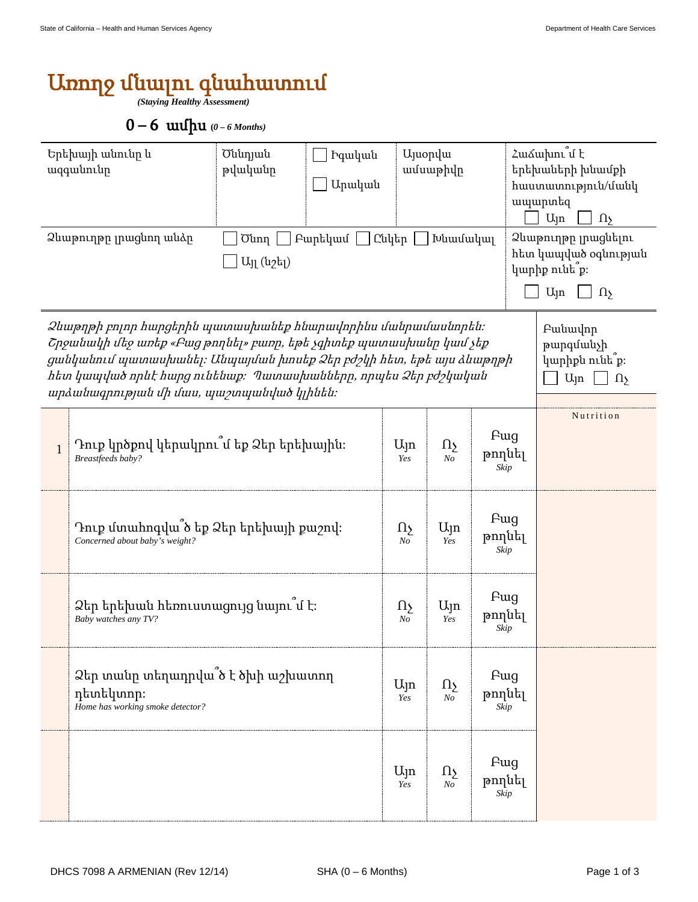# Առողջ մնալու գնահատում

*(Staying Healthy Assessment)*

## 0 – 6 ամիս *(0 – 6 Months)*

| Երեխայի անունը և ազգանունը | Ծննդյան թվականը | ☐ Իգական ☐ Արական | Այսօրվա ամսաթիվը | Հաճախու՞մ է երեխաների խնամքի հաստատություն/մանկապարտեզ ☐ Այո ☐ Ոչ |
|---|---|---|---|---|
| Ձևաթուղթը լրացնող անձը | ☐ Ծնող ☐ Բարեկամ ☐ Ընկեր ☐ Խնամակալ ☐ Այլ (նշել) | | | Ձևաթուղթը լրացնելու հետ կապված օգնության կարիք ունե՞ք: ☐ Այո ☐ Ոչ |

*Ձևաթղթի բոլոր հարցերին պատասխանեք հնարավորինս մանրամասնորեն: Շրջանակի մեջ առեք «Բաց թողնել» բառը, եթե չգիտեք պատասխանը կամ չեք ցանկանում պատասխանել: Անպայման խոսեք Ձեր բժշկի հետ, եթե այս ձևաթղթի հետ կապված որևէ հարց ունենաք: Պատասխանները, որպես Ձեր բժշկական արձանագրության մի մաս, պաշտպանված կլինեն:*

Բանավոր թարգմանչի կարիքն ունե՞ք: ☐ Այո ☐ Ոչ

| # | Հարց | | | | Nutrition |
|---|---|---|---|---|---|
| 1 | Դուք կրծքով կերակրու՞մ եք Ձեր երեխային:<br>*Breastfeeds baby?* | Այո *Yes* | Ոչ *No* | Բաց թողնել *Skip* | |
| | Դուք մտահոգվա՞ծ եք Ձեր երեխայի քաշով:<br>*Concerned about baby's weight?* | Ոչ *No* | Այո *Yes* | Բաց թողնել *Skip* | |
| | Ձեր երեխան հեռուստացույց նայու՞մ է:<br>*Baby watches any TV?* | Ոչ *No* | Այո *Yes* | Բաց թողնել *Skip* | |
| | Ձեր տանը տեղադրվա՞ծ է ծխի աշխատող դետեկտոր:<br>*Home has working smoke detector?* | Այո *Yes* | Ոչ *No* | Բաց թողնել *Skip* | |
| | | Այո *Yes* | Ոչ *No* | Բաց թողնել *Skip* | |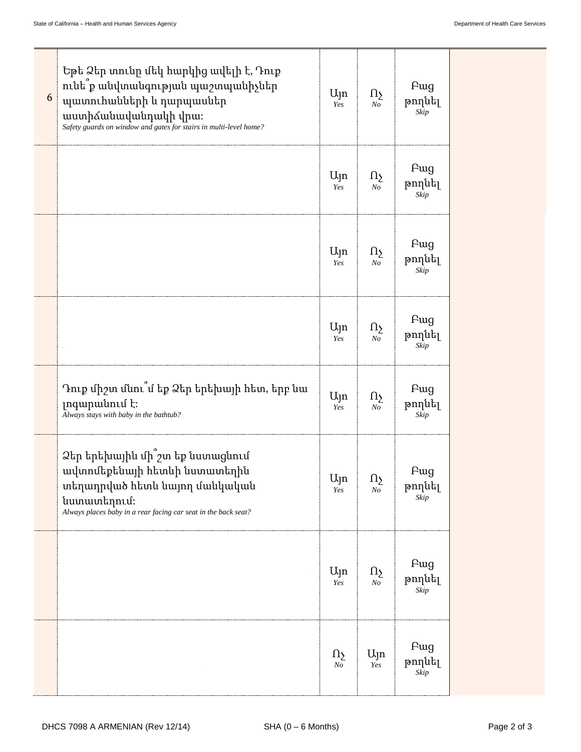| | | | | | |
|---|---|---|---|---|---|
| 6 | Եթե Ձեր տունը մեկ հարկից ավելի է, Դուք ունե՞ք անվտանգության պաշտպանիչներ պատուհանների և դարպասներ աստիճանավանդակի վրա:<br>*Safety guards on window and gates for stairs in multi-level home?* | Այո<br>*Yes* | Ոչ<br>*No* | Բաց թողնել<br>*Skip* | |
| | | Այո<br>*Yes* | Ոչ<br>*No* | Բաց թողնել<br>*Skip* | |
| | | Այո<br>*Yes* | Ոչ<br>*No* | Բաց թողնել<br>*Skip* | |
| | | Այո<br>*Yes* | Ոչ<br>*No* | Բաց թողնել<br>*Skip* | |
| | Դուք միշտ մնու՞մ եք Ձեր երեխայի հետ, երբ նա լոգարանում է:<br>*Always stays with baby in the bathtub?* | Այո<br>*Yes* | Ոչ<br>*No* | Բաց թողնել<br>*Skip* | |
| | Ձեր երեխային մի՞շտ եք նստացնում ավտոմեքենայի հետևի նստատեղին տեղադրված հետև նայող մանկական նստատեղում:<br>*Always places baby in a rear facing car seat in the back seat?* | Այո<br>*Yes* | Ոչ<br>*No* | Բաց թողնել<br>*Skip* | |
| | | Այո<br>*Yes* | Ոչ<br>*No* | Բաց թողնել<br>*Skip* | |
| | | Ոչ<br>*No* | Այո<br>*Yes* | Բաց թողնել<br>*Skip* | |

DHCS 7098 A ARMENIAN (Rev 12/14) SHA (0 – 6 Months)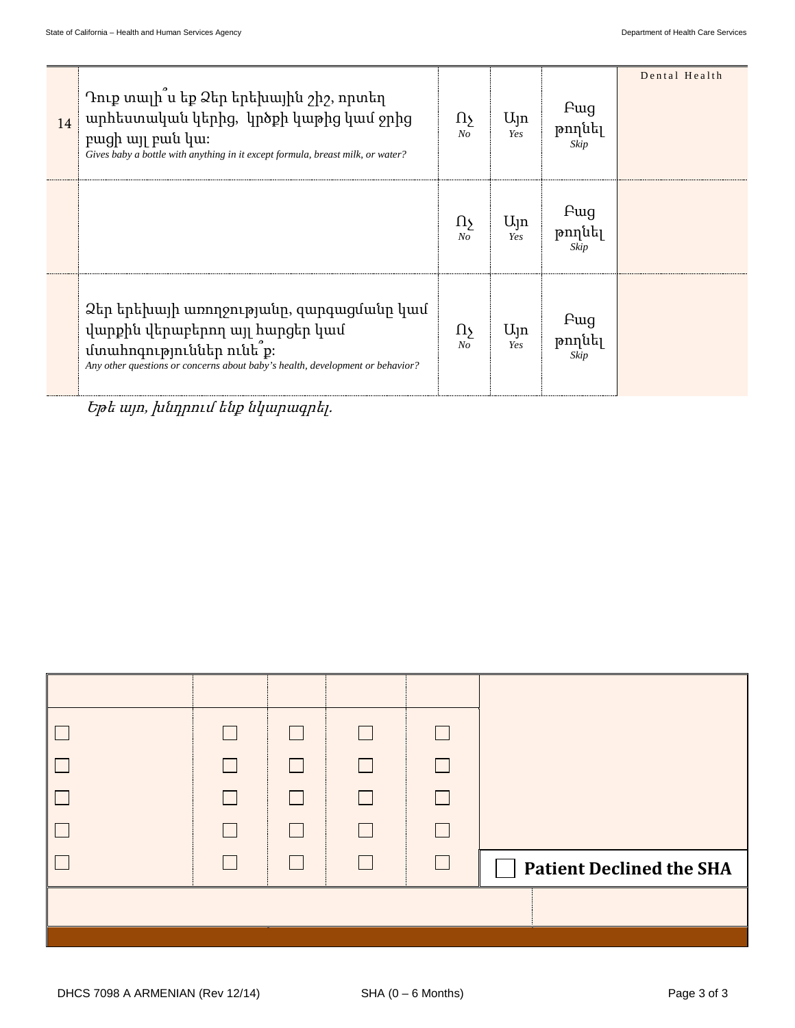| | | | | | |
|---|---|---|---|---|---|
| 14 | Դուք տալի՞ս եք Ձեր երեխային շիշ, որտեղ արհեստական կերից, կրծքի կաթից կամ ջրից բացի այլ բան կա: *Gives baby a bottle with anything in it except formula, breast milk, or water?* | Ոչ *No* | Այո *Yes* | Բաց թողնել *Skip* | Dental Health |
| | | Ոչ *No* | Այո *Yes* | Բաց թողնել *Skip* | |
| | Ձեր երեխայի առողջությանը, զարգացմանը կամ վարքին վերաբերող այլ հարցեր կամ մտահոգություններ ունե՞ք: *Any other questions or concerns about baby's health, development or behavior?* | Ոչ *No* | Այո *Yes* | Բաց թողնել *Skip* | |

*Եթե այո, խնդրում ենք նկարագրել.*

| | | | | | |
|---|---|---|---|---|---|
| ☐ | ☐ | ☐ | ☐ | ☐ | |
| ☐ | ☐ | ☐ | ☐ | ☐ | |
| ☐ | ☐ | ☐ | ☐ | ☐ | |
| ☐ | ☐ | ☐ | ☐ | ☐ | |
| ☐ | ☐ | ☐ | ☐ | ☐ | ☐ **Patient Declined the SHA** |

DHCS 7098 A ARMENIAN (Rev 12/14) SHA (0 – 6 Months)